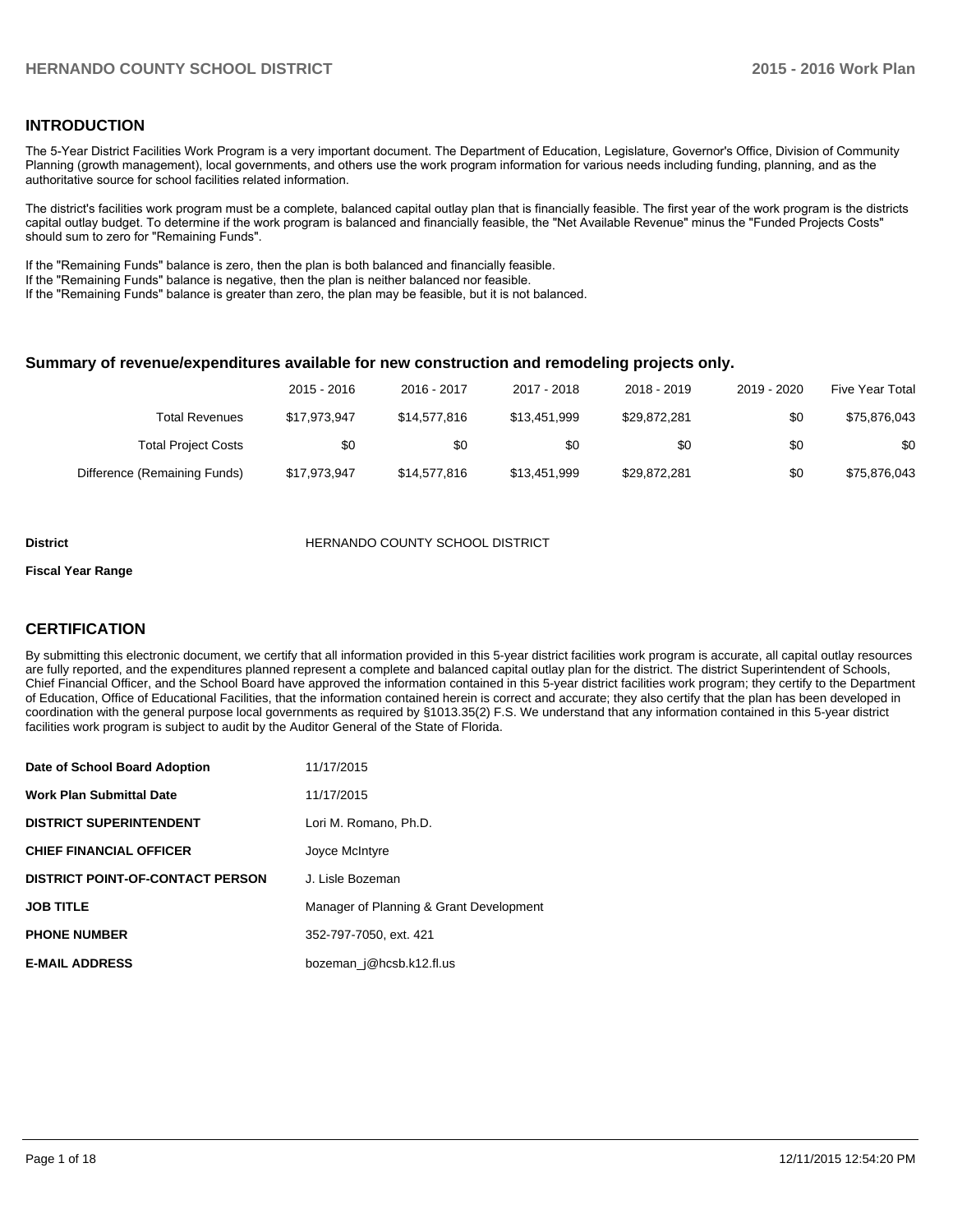## INTRODUCTION

The 5-Year District Facilities Work Program is a very important document. The Department of Education, Legislature, Governor's Office, Division of Community Planning (growth management), local governments, and others use the work program information for various needs including funding, planning, and as the authoritative source for school facilities related information.

The district's facilities work program must be a complete, balanced capital outlay plan that is financially feasible. The first year of the work program is the districts capital outlay budget. To determine if the work program is balanced and financially feasible, the "Net Available Revenue" minus the "Funded Projects Costs" should sum to zero for "Remaining Funds".

If the "Remaining Funds" balance is zero, then the plan is both balanced and financially feasible.
If the "Remaining Funds" balance is negative, then the plan is neither balanced nor feasible.
If the "Remaining Funds" balance is greater than zero, the plan may be feasible, but it is not balanced.

### Summary of revenue/expenditures available for new construction and remodeling projects only.

| | 2015 - 2016 | 2016 - 2017 | 2017 - 2018 | 2018 - 2019 | 2019 - 2020 | Five Year Total |
|---|---|---|---|---|---|---|
| Total Revenues | $17,973,947 | $14,577,816 | $13,451,999 | $29,872,281 | $0 | $75,876,043 |
| Total Project Costs | $0 | $0 | $0 | $0 | $0 | $0 |
| Difference (Remaining Funds) | $17,973,947 | $14,577,816 | $13,451,999 | $29,872,281 | $0 | $75,876,043 |

**District** HERNANDO COUNTY SCHOOL DISTRICT

**Fiscal Year Range**

## CERTIFICATION

By submitting this electronic document, we certify that all information provided in this 5-year district facilities work program is accurate, all capital outlay resources are fully reported, and the expenditures planned represent a complete and balanced capital outlay plan for the district. The district Superintendent of Schools, Chief Financial Officer, and the School Board have approved the information contained in this 5-year district facilities work program; they certify to the Department of Education, Office of Educational Facilities, that the information contained herein is correct and accurate; they also certify that the plan has been developed in coordination with the general purpose local governments as required by §1013.35(2) F.S. We understand that any information contained in this 5-year district facilities work program is subject to audit by the Auditor General of the State of Florida.

| | |
|---|---|
| **Date of School Board Adoption** | 11/17/2015 |
| **Work Plan Submittal Date** | 11/17/2015 |
| **DISTRICT SUPERINTENDENT** | Lori M. Romano, Ph.D. |
| **CHIEF FINANCIAL OFFICER** | Joyce McIntyre |
| **DISTRICT POINT-OF-CONTACT PERSON** | J. Lisle Bozeman |
| **JOB TITLE** | Manager of Planning & Grant Development |
| **PHONE NUMBER** | 352-797-7050, ext. 421 |
| **E-MAIL ADDRESS** | bozeman_j@hcsb.k12.fl.us |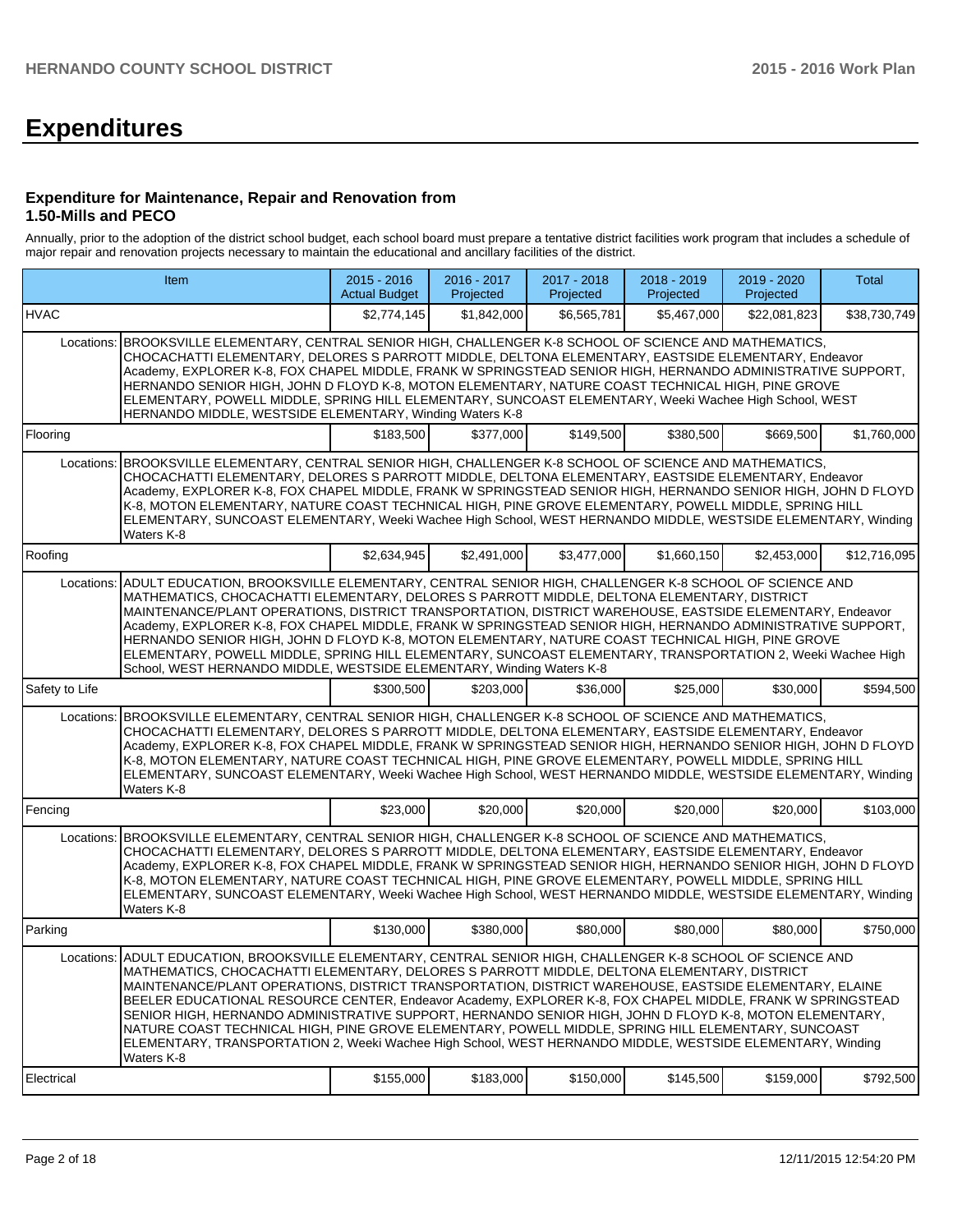# Expenditures

### Expenditure for Maintenance, Repair and Renovation from 1.50-Mills and PECO

Annually, prior to the adoption of the district school budget, each school board must prepare a tentative district facilities work program that includes a schedule of major repair and renovation projects necessary to maintain the educational and ancillary facilities of the district.

| Item | | 2015 - 2016 Actual Budget | 2016 - 2017 Projected | 2017 - 2018 Projected | 2018 - 2019 Projected | 2019 - 2020 Projected | Total |
|---|---|---|---|---|---|---|---|
| HVAC | | $2,774,145 | $1,842,000 | $6,565,781 | $5,467,000 | $22,081,823 | $38,730,749 |
| Locations: | BROOKSVILLE ELEMENTARY, CENTRAL SENIOR HIGH, CHALLENGER K-8 SCHOOL OF SCIENCE AND MATHEMATICS, CHOCACHATTI ELEMENTARY, DELORES S PARROTT MIDDLE, DELTONA ELEMENTARY, EASTSIDE ELEMENTARY, Endeavor Academy, EXPLORER K-8, FOX CHAPEL MIDDLE, FRANK W SPRINGSTEAD SENIOR HIGH, HERNANDO ADMINISTRATIVE SUPPORT, HERNANDO SENIOR HIGH, JOHN D FLOYD K-8, MOTON ELEMENTARY, NATURE COAST TECHNICAL HIGH, PINE GROVE ELEMENTARY, POWELL MIDDLE, SPRING HILL ELEMENTARY, SUNCOAST ELEMENTARY, Weeki Wachee High School, WEST HERNANDO MIDDLE, WESTSIDE ELEMENTARY, Winding Waters K-8 | | | | | | |
| Flooring | | $183,500 | $377,000 | $149,500 | $380,500 | $669,500 | $1,760,000 |
| Locations: | BROOKSVILLE ELEMENTARY, CENTRAL SENIOR HIGH, CHALLENGER K-8 SCHOOL OF SCIENCE AND MATHEMATICS, CHOCACHATTI ELEMENTARY, DELORES S PARROTT MIDDLE, DELTONA ELEMENTARY, EASTSIDE ELEMENTARY, Endeavor Academy, EXPLORER K-8, FOX CHAPEL MIDDLE, FRANK W SPRINGSTEAD SENIOR HIGH, HERNANDO SENIOR HIGH, JOHN D FLOYD K-8, MOTON ELEMENTARY, NATURE COAST TECHNICAL HIGH, PINE GROVE ELEMENTARY, POWELL MIDDLE, SPRING HILL ELEMENTARY, SUNCOAST ELEMENTARY, Weeki Wachee High School, WEST HERNANDO MIDDLE, WESTSIDE ELEMENTARY, Winding Waters K-8 | | | | | | |
| Roofing | | $2,634,945 | $2,491,000 | $3,477,000 | $1,660,150 | $2,453,000 | $12,716,095 |
| Locations: | ADULT EDUCATION, BROOKSVILLE ELEMENTARY, CENTRAL SENIOR HIGH, CHALLENGER K-8 SCHOOL OF SCIENCE AND MATHEMATICS, CHOCACHATTI ELEMENTARY, DELORES S PARROTT MIDDLE, DELTONA ELEMENTARY, DISTRICT MAINTENANCE/PLANT OPERATIONS, DISTRICT TRANSPORTATION, DISTRICT WAREHOUSE, EASTSIDE ELEMENTARY, Endeavor Academy, EXPLORER K-8, FOX CHAPEL MIDDLE, FRANK W SPRINGSTEAD SENIOR HIGH, HERNANDO ADMINISTRATIVE SUPPORT, HERNANDO SENIOR HIGH, JOHN D FLOYD K-8, MOTON ELEMENTARY, NATURE COAST TECHNICAL HIGH, PINE GROVE ELEMENTARY, POWELL MIDDLE, SPRING HILL ELEMENTARY, SUNCOAST ELEMENTARY, TRANSPORTATION 2, Weeki Wachee High School, WEST HERNANDO MIDDLE, WESTSIDE ELEMENTARY, Winding Waters K-8 | | | | | | |
| Safety to Life | | $300,500 | $203,000 | $36,000 | $25,000 | $30,000 | $594,500 |
| Locations: | BROOKSVILLE ELEMENTARY, CENTRAL SENIOR HIGH, CHALLENGER K-8 SCHOOL OF SCIENCE AND MATHEMATICS, CHOCACHATTI ELEMENTARY, DELORES S PARROTT MIDDLE, DELTONA ELEMENTARY, EASTSIDE ELEMENTARY, Endeavor Academy, EXPLORER K-8, FOX CHAPEL MIDDLE, FRANK W SPRINGSTEAD SENIOR HIGH, HERNANDO SENIOR HIGH, JOHN D FLOYD K-8, MOTON ELEMENTARY, NATURE COAST TECHNICAL HIGH, PINE GROVE ELEMENTARY, POWELL MIDDLE, SPRING HILL ELEMENTARY, SUNCOAST ELEMENTARY, Weeki Wachee High School, WEST HERNANDO MIDDLE, WESTSIDE ELEMENTARY, Winding Waters K-8 | | | | | | |
| Fencing | | $23,000 | $20,000 | $20,000 | $20,000 | $20,000 | $103,000 |
| Locations: | BROOKSVILLE ELEMENTARY, CENTRAL SENIOR HIGH, CHALLENGER K-8 SCHOOL OF SCIENCE AND MATHEMATICS, CHOCACHATTI ELEMENTARY, DELORES S PARROTT MIDDLE, DELTONA ELEMENTARY, EASTSIDE ELEMENTARY, Endeavor Academy, EXPLORER K-8, FOX CHAPEL MIDDLE, FRANK W SPRINGSTEAD SENIOR HIGH, HERNANDO SENIOR HIGH, JOHN D FLOYD K-8, MOTON ELEMENTARY, NATURE COAST TECHNICAL HIGH, PINE GROVE ELEMENTARY, POWELL MIDDLE, SPRING HILL ELEMENTARY, SUNCOAST ELEMENTARY, Weeki Wachee High School, WEST HERNANDO MIDDLE, WESTSIDE ELEMENTARY, Winding Waters K-8 | | | | | | |
| Parking | | $130,000 | $380,000 | $80,000 | $80,000 | $80,000 | $750,000 |
| Locations: | ADULT EDUCATION, BROOKSVILLE ELEMENTARY, CENTRAL SENIOR HIGH, CHALLENGER K-8 SCHOOL OF SCIENCE AND MATHEMATICS, CHOCACHATTI ELEMENTARY, DELORES S PARROTT MIDDLE, DELTONA ELEMENTARY, DISTRICT MAINTENANCE/PLANT OPERATIONS, DISTRICT TRANSPORTATION, DISTRICT WAREHOUSE, EASTSIDE ELEMENTARY, ELAINE BEELER EDUCATIONAL RESOURCE CENTER, Endeavor Academy, EXPLORER K-8, FOX CHAPEL MIDDLE, FRANK W SPRINGSTEAD SENIOR HIGH, HERNANDO ADMINISTRATIVE SUPPORT, HERNANDO SENIOR HIGH, JOHN D FLOYD K-8, MOTON ELEMENTARY, NATURE COAST TECHNICAL HIGH, PINE GROVE ELEMENTARY, POWELL MIDDLE, SPRING HILL ELEMENTARY, SUNCOAST ELEMENTARY, TRANSPORTATION 2, Weeki Wachee High School, WEST HERNANDO MIDDLE, WESTSIDE ELEMENTARY, Winding Waters K-8 | | | | | | |
| Electrical | | $155,000 | $183,000 | $150,000 | $145,500 | $159,000 | $792,500 |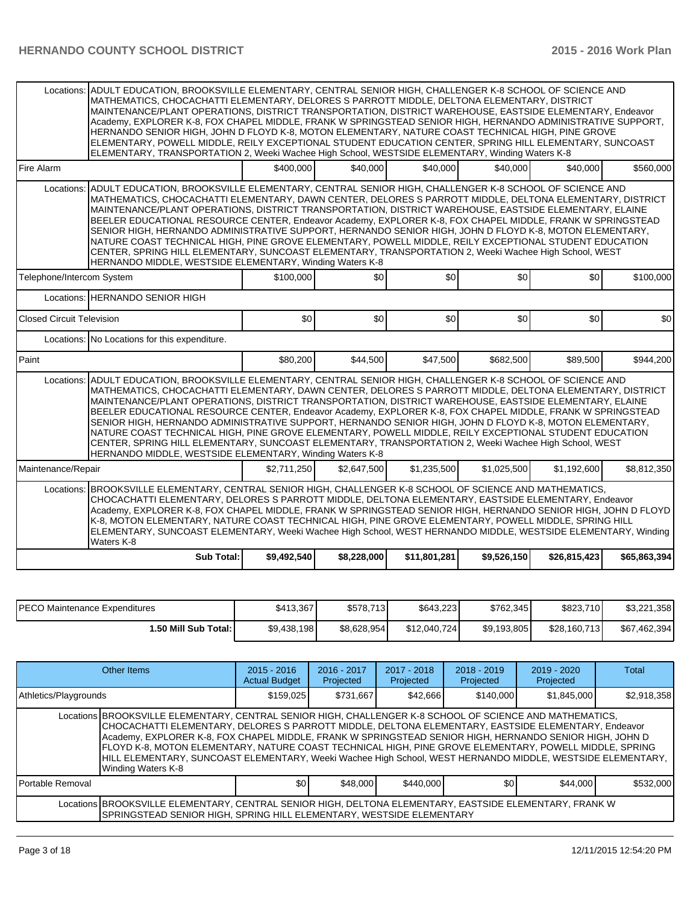| | | | | | | |
|---|---|---|---|---|---|---|
| Locations: ADULT EDUCATION, BROOKSVILLE ELEMENTARY, CENTRAL SENIOR HIGH, CHALLENGER K-8 SCHOOL OF SCIENCE AND MATHEMATICS, CHOCACHATTI ELEMENTARY, DELORES S PARROTT MIDDLE, DELTONA ELEMENTARY, DISTRICT MAINTENANCE/PLANT OPERATIONS, DISTRICT TRANSPORTATION, DISTRICT WAREHOUSE, EASTSIDE ELEMENTARY, Endeavor Academy, EXPLORER K-8, FOX CHAPEL MIDDLE, FRANK W SPRINGSTEAD SENIOR HIGH, HERNANDO ADMINISTRATIVE SUPPORT, HERNANDO SENIOR HIGH, JOHN D FLOYD K-8, MOTON ELEMENTARY, NATURE COAST TECHNICAL HIGH, PINE GROVE ELEMENTARY, POWELL MIDDLE, REILY EXCEPTIONAL STUDENT EDUCATION CENTER, SPRING HILL ELEMENTARY, SUNCOAST ELEMENTARY, TRANSPORTATION 2, Weeki Wachee High School, WESTSIDE ELEMENTARY, Winding Waters K-8 | | | | | | |
| Fire Alarm | $400,000 | $40,000 | $40,000 | $40,000 | $40,000 | $560,000 |
| Locations: ADULT EDUCATION, BROOKSVILLE ELEMENTARY, CENTRAL SENIOR HIGH, CHALLENGER K-8 SCHOOL OF SCIENCE AND MATHEMATICS, CHOCACHATTI ELEMENTARY, DAWN CENTER, DELORES S PARROTT MIDDLE, DELTONA ELEMENTARY, DISTRICT MAINTENANCE/PLANT OPERATIONS, DISTRICT TRANSPORTATION, DISTRICT WAREHOUSE, EASTSIDE ELEMENTARY, ELAINE BEELER EDUCATIONAL RESOURCE CENTER, Endeavor Academy, EXPLORER K-8, FOX CHAPEL MIDDLE, FRANK W SPRINGSTEAD SENIOR HIGH, HERNANDO ADMINISTRATIVE SUPPORT, HERNANDO SENIOR HIGH, JOHN D FLOYD K-8, MOTON ELEMENTARY, NATURE COAST TECHNICAL HIGH, PINE GROVE ELEMENTARY, POWELL MIDDLE, REILY EXCEPTIONAL STUDENT EDUCATION CENTER, SPRING HILL ELEMENTARY, SUNCOAST ELEMENTARY, TRANSPORTATION 2, Weeki Wachee High School, WEST HERNANDO MIDDLE, WESTSIDE ELEMENTARY, Winding Waters K-8 | | | | | | |
| Telephone/Intercom System | $100,000 | $0 | $0 | $0 | $0 | $100,000 |
| Locations: HERNANDO SENIOR HIGH | | | | | | |
| Closed Circuit Television | $0 | $0 | $0 | $0 | $0 | $0 |
| Locations: No Locations for this expenditure. | | | | | | |
| Paint | $80,200 | $44,500 | $47,500 | $682,500 | $89,500 | $944,200 |
| Locations: ADULT EDUCATION, BROOKSVILLE ELEMENTARY, CENTRAL SENIOR HIGH, CHALLENGER K-8 SCHOOL OF SCIENCE AND MATHEMATICS, CHOCACHATTI ELEMENTARY, DAWN CENTER, DELORES S PARROTT MIDDLE, DELTONA ELEMENTARY, DISTRICT MAINTENANCE/PLANT OPERATIONS, DISTRICT TRANSPORTATION, DISTRICT WAREHOUSE, EASTSIDE ELEMENTARY, ELAINE BEELER EDUCATIONAL RESOURCE CENTER, Endeavor Academy, EXPLORER K-8, FOX CHAPEL MIDDLE, FRANK W SPRINGSTEAD SENIOR HIGH, HERNANDO ADMINISTRATIVE SUPPORT, HERNANDO SENIOR HIGH, JOHN D FLOYD K-8, MOTON ELEMENTARY, NATURE COAST TECHNICAL HIGH, PINE GROVE ELEMENTARY, POWELL MIDDLE, REILY EXCEPTIONAL STUDENT EDUCATION CENTER, SPRING HILL ELEMENTARY, SUNCOAST ELEMENTARY, TRANSPORTATION 2, Weeki Wachee High School, WEST HERNANDO MIDDLE, WESTSIDE ELEMENTARY, Winding Waters K-8 | | | | | | |
| Maintenance/Repair | $2,711,250 | $2,647,500 | $1,235,500 | $1,025,500 | $1,192,600 | $8,812,350 |
| Locations: BROOKSVILLE ELEMENTARY, CENTRAL SENIOR HIGH, CHALLENGER K-8 SCHOOL OF SCIENCE AND MATHEMATICS, CHOCACHATTI ELEMENTARY, DELORES S PARROTT MIDDLE, DELTONA ELEMENTARY, EASTSIDE ELEMENTARY, Endeavor Academy, EXPLORER K-8, FOX CHAPEL MIDDLE, FRANK W SPRINGSTEAD SENIOR HIGH, HERNANDO SENIOR HIGH, JOHN D FLOYD K-8, MOTON ELEMENTARY, NATURE COAST TECHNICAL HIGH, PINE GROVE ELEMENTARY, POWELL MIDDLE, SPRING HILL ELEMENTARY, SUNCOAST ELEMENTARY, Weeki Wachee High School, WEST HERNANDO MIDDLE, WESTSIDE ELEMENTARY, Winding Waters K-8 | | | | | | |
| **Sub Total:** | **$9,492,540** | **$8,228,000** | **$11,801,281** | **$9,526,150** | **$26,815,423** | **$65,863,394** |

| | | | | | | |
|---|---|---|---|---|---|---|
| PECO Maintenance Expenditures | $413,367 | $578,713 | $643,223 | $762,345 | $823,710 | $3,221,358 |
| **1.50 Mill Sub Total:** | $9,438,198 | $8,628,954 | $12,040,724 | $9,193,805 | $28,160,713 | $67,462,394 |

| Other Items | 2015 - 2016 Actual Budget | 2016 - 2017 Projected | 2017 - 2018 Projected | 2018 - 2019 Projected | 2019 - 2020 Projected | Total |
|---|---|---|---|---|---|---|
| Athletics/Playgrounds | $159,025 | $731,667 | $42,666 | $140,000 | $1,845,000 | $2,918,358 |
| Locations BROOKSVILLE ELEMENTARY, CENTRAL SENIOR HIGH, CHALLENGER K-8 SCHOOL OF SCIENCE AND MATHEMATICS, CHOCACHATTI ELEMENTARY, DELORES S PARROTT MIDDLE, DELTONA ELEMENTARY, EASTSIDE ELEMENTARY, Endeavor Academy, EXPLORER K-8, FOX CHAPEL MIDDLE, FRANK W SPRINGSTEAD SENIOR HIGH, HERNANDO SENIOR HIGH, JOHN D FLOYD K-8, MOTON ELEMENTARY, NATURE COAST TECHNICAL HIGH, PINE GROVE ELEMENTARY, POWELL MIDDLE, SPRING HILL ELEMENTARY, SUNCOAST ELEMENTARY, Weeki Wachee High School, WEST HERNANDO MIDDLE, WESTSIDE ELEMENTARY, Winding Waters K-8 | | | | | | |
| Portable Removal | $0 | $48,000 | $440,000 | $0 | $44,000 | $532,000 |
| Locations BROOKSVILLE ELEMENTARY, CENTRAL SENIOR HIGH, DELTONA ELEMENTARY, EASTSIDE ELEMENTARY, FRANK W SPRINGSTEAD SENIOR HIGH, SPRING HILL ELEMENTARY, WESTSIDE ELEMENTARY | | | | | | |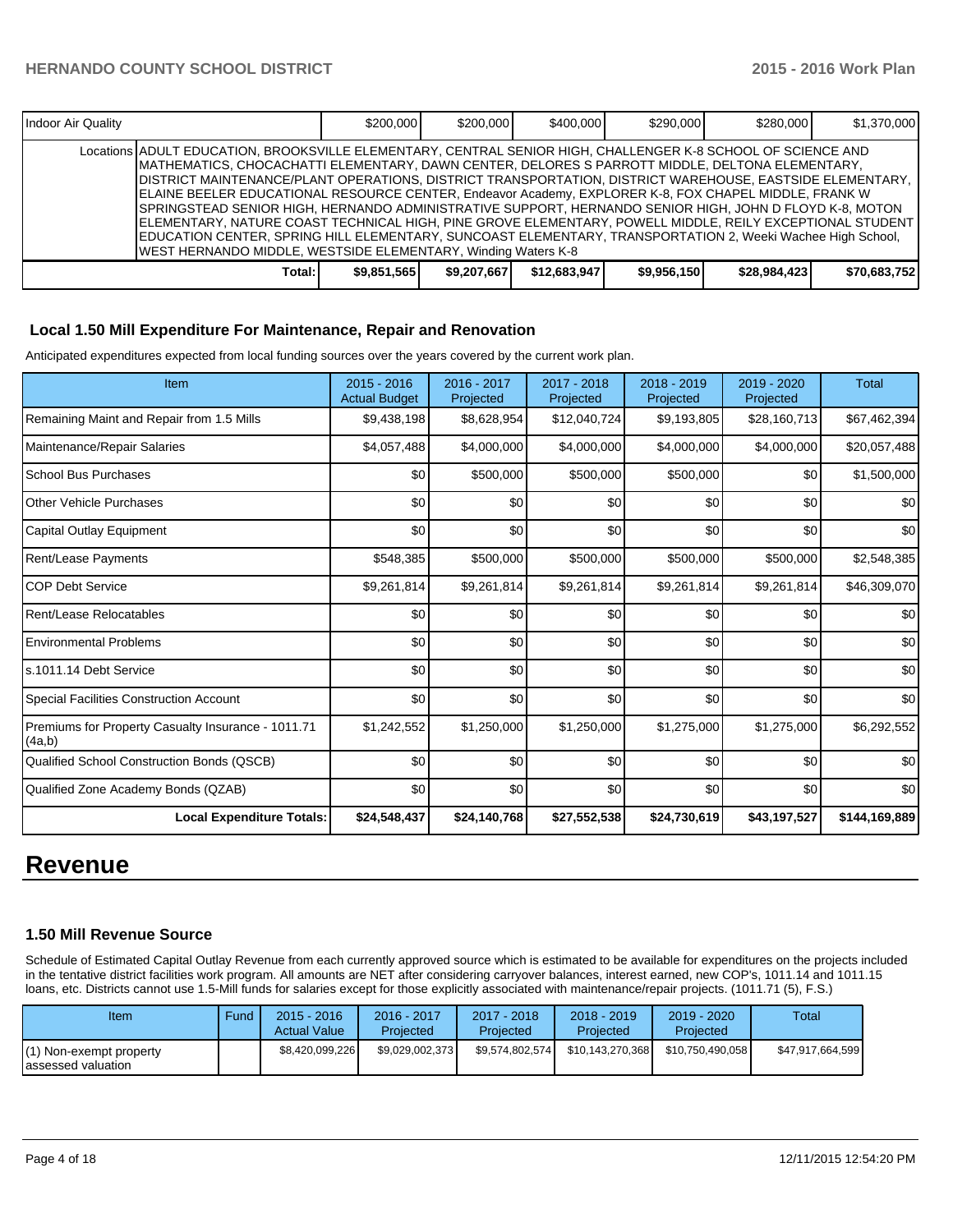| | | | | | | |
|---|---|---|---|---|---|---|
| Indoor Air Quality | $200,000 | $200,000 | $400,000 | $290,000 | $280,000 | $1,370,000 |
| Locations | ADULT EDUCATION, BROOKSVILLE ELEMENTARY, CENTRAL SENIOR HIGH, CHALLENGER K-8 SCHOOL OF SCIENCE AND MATHEMATICS, CHOCACHATTI ELEMENTARY, DAWN CENTER, DELORES S PARROTT MIDDLE, DELTONA ELEMENTARY, DISTRICT MAINTENANCE/PLANT OPERATIONS, DISTRICT TRANSPORTATION, DISTRICT WAREHOUSE, EASTSIDE ELEMENTARY, ELAINE BEELER EDUCATIONAL RESOURCE CENTER, Endeavor Academy, EXPLORER K-8, FOX CHAPEL MIDDLE, FRANK W SPRINGSTEAD SENIOR HIGH, HERNANDO ADMINISTRATIVE SUPPORT, HERNANDO SENIOR HIGH, JOHN D FLOYD K-8, MOTON ELEMENTARY, NATURE COAST TECHNICAL HIGH, PINE GROVE ELEMENTARY, POWELL MIDDLE, REILY EXCEPTIONAL STUDENT EDUCATION CENTER, SPRING HILL ELEMENTARY, SUNCOAST ELEMENTARY, TRANSPORTATION 2, Weeki Wachee High School, WEST HERNANDO MIDDLE, WESTSIDE ELEMENTARY, Winding Waters K-8 | | | | | | |
| **Total:** | **$9,851,565** | **$9,207,667** | **$12,683,947** | **$9,956,150** | **$28,984,423** | **$70,683,752** |

### Local 1.50 Mill Expenditure For Maintenance, Repair and Renovation

Anticipated expenditures expected from local funding sources over the years covered by the current work plan.

| Item | 2015 - 2016 Actual Budget | 2016 - 2017 Projected | 2017 - 2018 Projected | 2018 - 2019 Projected | 2019 - 2020 Projected | Total |
|---|---|---|---|---|---|---|
| Remaining Maint and Repair from 1.5 Mills | $9,438,198 | $8,628,954 | $12,040,724 | $9,193,805 | $28,160,713 | $67,462,394 |
| Maintenance/Repair Salaries | $4,057,488 | $4,000,000 | $4,000,000 | $4,000,000 | $4,000,000 | $20,057,488 |
| School Bus Purchases | $0 | $500,000 | $500,000 | $500,000 | $0 | $1,500,000 |
| Other Vehicle Purchases | $0 | $0 | $0 | $0 | $0 | $0 |
| Capital Outlay Equipment | $0 | $0 | $0 | $0 | $0 | $0 |
| Rent/Lease Payments | $548,385 | $500,000 | $500,000 | $500,000 | $500,000 | $2,548,385 |
| COP Debt Service | $9,261,814 | $9,261,814 | $9,261,814 | $9,261,814 | $9,261,814 | $46,309,070 |
| Rent/Lease Relocatables | $0 | $0 | $0 | $0 | $0 | $0 |
| Environmental Problems | $0 | $0 | $0 | $0 | $0 | $0 |
| s.1011.14 Debt Service | $0 | $0 | $0 | $0 | $0 | $0 |
| Special Facilities Construction Account | $0 | $0 | $0 | $0 | $0 | $0 |
| Premiums for Property Casualty Insurance - 1011.71 (4a,b) | $1,242,552 | $1,250,000 | $1,250,000 | $1,275,000 | $1,275,000 | $6,292,552 |
| Qualified School Construction Bonds (QSCB) | $0 | $0 | $0 | $0 | $0 | $0 |
| Qualified Zone Academy Bonds (QZAB) | $0 | $0 | $0 | $0 | $0 | $0 |
| **Local Expenditure Totals:** | **$24,548,437** | **$24,140,768** | **$27,552,538** | **$24,730,619** | **$43,197,527** | **$144,169,889** |

# Revenue

### 1.50 Mill Revenue Source

Schedule of Estimated Capital Outlay Revenue from each currently approved source which is estimated to be available for expenditures on the projects included in the tentative district facilities work program. All amounts are NET after considering carryover balances, interest earned, new COP's, 1011.14 and 1011.15 loans, etc. Districts cannot use 1.5-Mill funds for salaries except for those explicitly associated with maintenance/repair projects. (1011.71 (5), F.S.)

| Item | Fund | 2015 - 2016 Actual Value | 2016 - 2017 Projected | 2017 - 2018 Projected | 2018 - 2019 Projected | 2019 - 2020 Projected | Total |
|---|---|---|---|---|---|---|---|
| (1) Non-exempt property assessed valuation | | $8,420,099,226 | $9,029,002,373 | $9,574,802,574 | $10,143,270,368 | $10,750,490,058 | $47,917,664,599 |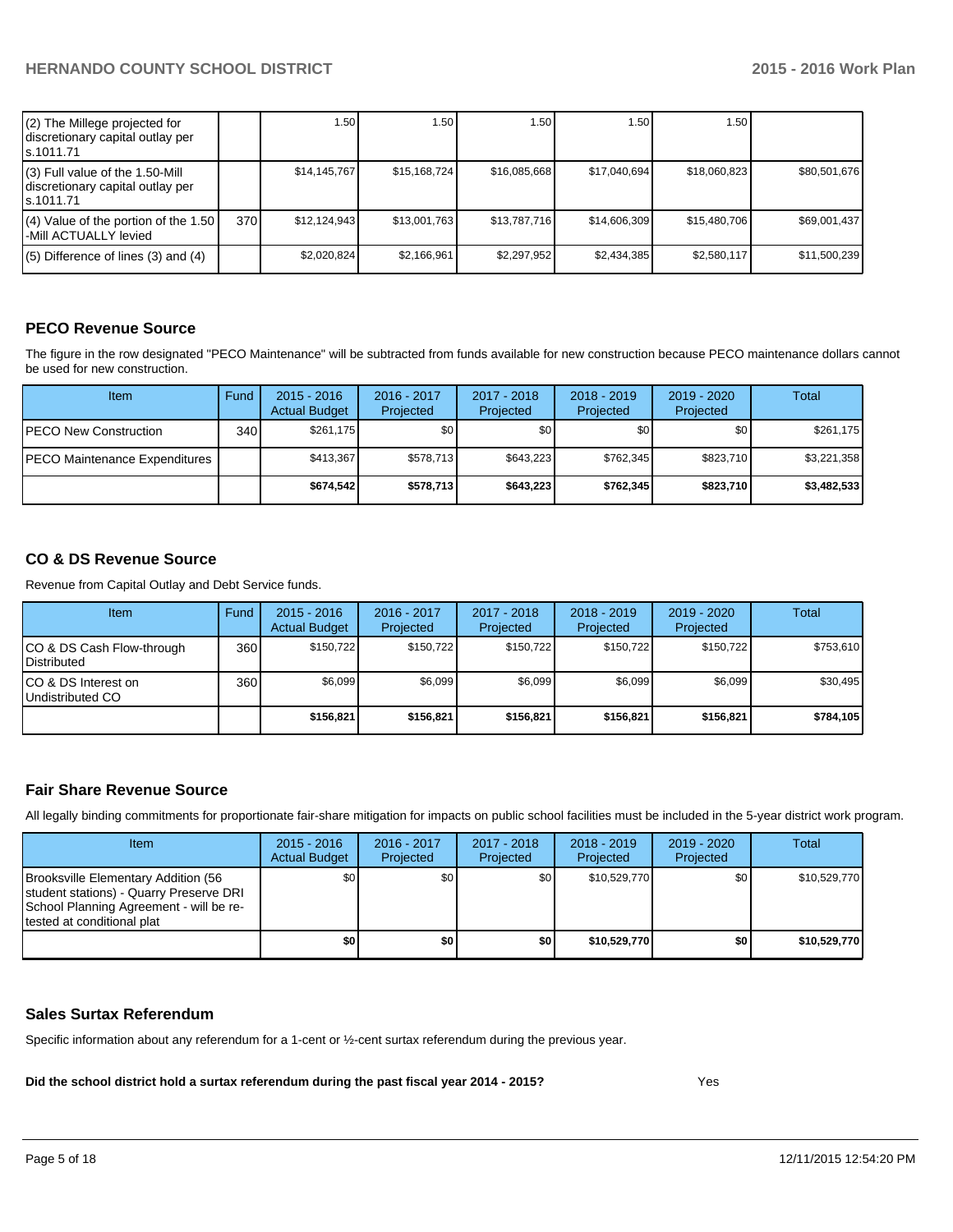| | | | | | | | |
|---|---|---|---|---|---|---|---|
| (2) The Millege projected for discretionary capital outlay per s.1011.71 | | 1.50 | 1.50 | 1.50 | 1.50 | 1.50 | |
| (3) Full value of the 1.50-Mill discretionary capital outlay per s.1011.71 | | $14,145,767 | $15,168,724 | $16,085,668 | $17,040,694 | $18,060,823 | $80,501,676 |
| (4) Value of the portion of the 1.50 -Mill ACTUALLY levied | 370 | $12,124,943 | $13,001,763 | $13,787,716 | $14,606,309 | $15,480,706 | $69,001,437 |
| (5) Difference of lines (3) and (4) | | $2,020,824 | $2,166,961 | $2,297,952 | $2,434,385 | $2,580,117 | $11,500,239 |

## PECO Revenue Source

The figure in the row designated "PECO Maintenance" will be subtracted from funds available for new construction because PECO maintenance dollars cannot be used for new construction.

| Item | Fund | 2015 - 2016 Actual Budget | 2016 - 2017 Projected | 2017 - 2018 Projected | 2018 - 2019 Projected | 2019 - 2020 Projected | Total |
|---|---|---|---|---|---|---|---|
| PECO New Construction | 340 | $261,175 | $0 | $0 | $0 | $0 | $261,175 |
| PECO Maintenance Expenditures | | $413,367 | $578,713 | $643,223 | $762,345 | $823,710 | $3,221,358 |
| | | **$674,542** | **$578,713** | **$643,223** | **$762,345** | **$823,710** | **$3,482,533** |

## CO & DS Revenue Source

Revenue from Capital Outlay and Debt Service funds.

| Item | Fund | 2015 - 2016 Actual Budget | 2016 - 2017 Projected | 2017 - 2018 Projected | 2018 - 2019 Projected | 2019 - 2020 Projected | Total |
|---|---|---|---|---|---|---|---|
| CO & DS Cash Flow-through Distributed | 360 | $150,722 | $150,722 | $150,722 | $150,722 | $150,722 | $753,610 |
| CO & DS Interest on Undistributed CO | 360 | $6,099 | $6,099 | $6,099 | $6,099 | $6,099 | $30,495 |
| | | **$156,821** | **$156,821** | **$156,821** | **$156,821** | **$156,821** | **$784,105** |

## Fair Share Revenue Source

All legally binding commitments for proportionate fair-share mitigation for impacts on public school facilities must be included in the 5-year district work program.

| Item | 2015 - 2016 Actual Budget | 2016 - 2017 Projected | 2017 - 2018 Projected | 2018 - 2019 Projected | 2019 - 2020 Projected | Total |
|---|---|---|---|---|---|---|
| Brooksville Elementary Addition (56 student stations) - Quarry Preserve DRI School Planning Agreement - will be re-tested at conditional plat | $0 | $0 | $0 | $10,529,770 | $0 | $10,529,770 |
| | **$0** | **$0** | **$0** | **$10,529,770** | **$0** | **$10,529,770** |

## Sales Surtax Referendum

Specific information about any referendum for a 1-cent or ½-cent surtax referendum during the previous year.

**Did the school district hold a surtax referendum during the past fiscal year 2014 - 2015?** Yes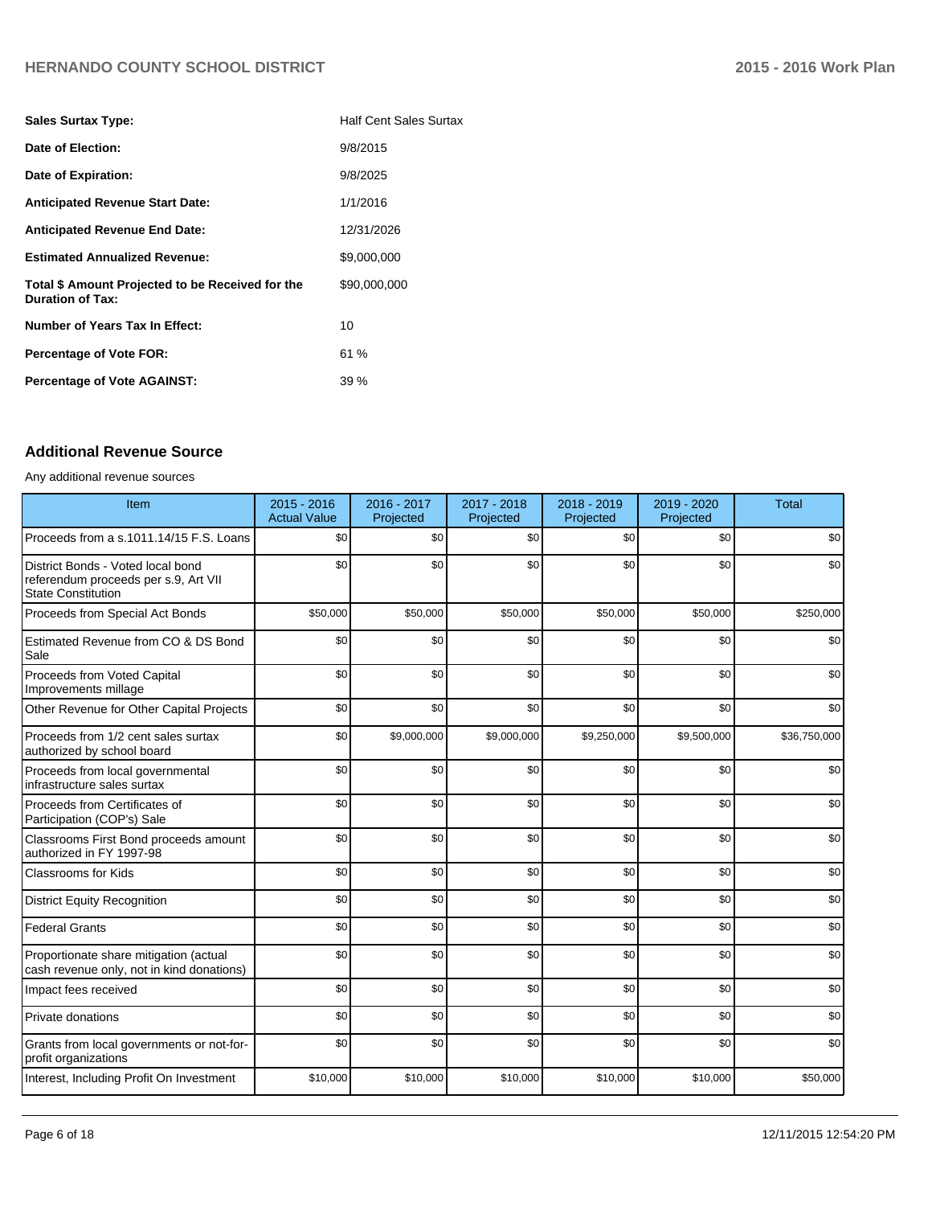| | |
|---|---|
| **Sales Surtax Type:** | Half Cent Sales Surtax |
| **Date of Election:** | 9/8/2015 |
| **Date of Expiration:** | 9/8/2025 |
| **Anticipated Revenue Start Date:** | 1/1/2016 |
| **Anticipated Revenue End Date:** | 12/31/2026 |
| **Estimated Annualized Revenue:** | $9,000,000 |
| **Total $ Amount Projected to be Received for the Duration of Tax:** | $90,000,000 |
| **Number of Years Tax In Effect:** | 10 |
| **Percentage of Vote FOR:** | 61 % |
| **Percentage of Vote AGAINST:** | 39 % |

## Additional Revenue Source

Any additional revenue sources

| Item | 2015 - 2016 Actual Value | 2016 - 2017 Projected | 2017 - 2018 Projected | 2018 - 2019 Projected | 2019 - 2020 Projected | Total |
|---|---|---|---|---|---|---|
| Proceeds from a s.1011.14/15 F.S. Loans | $0 | $0 | $0 | $0 | $0 | $0 |
| District Bonds - Voted local bond referendum proceeds per s.9, Art VII State Constitution | $0 | $0 | $0 | $0 | $0 | $0 |
| Proceeds from Special Act Bonds | $50,000 | $50,000 | $50,000 | $50,000 | $50,000 | $250,000 |
| Estimated Revenue from CO & DS Bond Sale | $0 | $0 | $0 | $0 | $0 | $0 |
| Proceeds from Voted Capital Improvements millage | $0 | $0 | $0 | $0 | $0 | $0 |
| Other Revenue for Other Capital Projects | $0 | $0 | $0 | $0 | $0 | $0 |
| Proceeds from 1/2 cent sales surtax authorized by school board | $0 | $9,000,000 | $9,000,000 | $9,250,000 | $9,500,000 | $36,750,000 |
| Proceeds from local governmental infrastructure sales surtax | $0 | $0 | $0 | $0 | $0 | $0 |
| Proceeds from Certificates of Participation (COP's) Sale | $0 | $0 | $0 | $0 | $0 | $0 |
| Classrooms First Bond proceeds amount authorized in FY 1997-98 | $0 | $0 | $0 | $0 | $0 | $0 |
| Classrooms for Kids | $0 | $0 | $0 | $0 | $0 | $0 |
| District Equity Recognition | $0 | $0 | $0 | $0 | $0 | $0 |
| Federal Grants | $0 | $0 | $0 | $0 | $0 | $0 |
| Proportionate share mitigation (actual cash revenue only, not in kind donations) | $0 | $0 | $0 | $0 | $0 | $0 |
| Impact fees received | $0 | $0 | $0 | $0 | $0 | $0 |
| Private donations | $0 | $0 | $0 | $0 | $0 | $0 |
| Grants from local governments or not-for-profit organizations | $0 | $0 | $0 | $0 | $0 | $0 |
| Interest, Including Profit On Investment | $10,000 | $10,000 | $10,000 | $10,000 | $10,000 | $50,000 |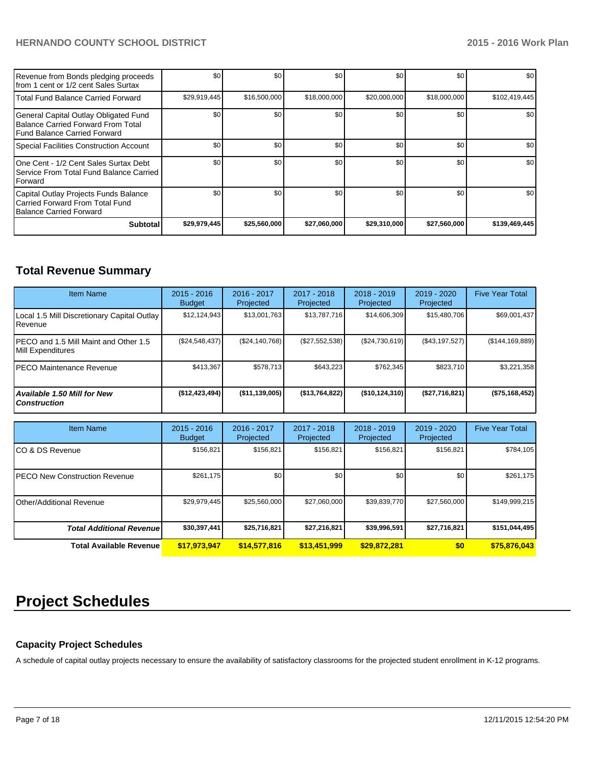| | | | | | | |
|---|---|---|---|---|---|---|
| Revenue from Bonds pledging proceeds from 1 cent or 1/2 cent Sales Surtax | $0 | $0 | $0 | $0 | $0 | $0 |
| Total Fund Balance Carried Forward | $29,919,445 | $16,500,000 | $18,000,000 | $20,000,000 | $18,000,000 | $102,419,445 |
| General Capital Outlay Obligated Fund Balance Carried Forward From Total Fund Balance Carried Forward | $0 | $0 | $0 | $0 | $0 | $0 |
| Special Facilities Construction Account | $0 | $0 | $0 | $0 | $0 | $0 |
| One Cent - 1/2 Cent Sales Surtax Debt Service From Total Fund Balance Carried Forward | $0 | $0 | $0 | $0 | $0 | $0 |
| Capital Outlay Projects Funds Balance Carried Forward From Total Fund Balance Carried Forward | $0 | $0 | $0 | $0 | $0 | $0 |
| **Subtotal** | **$29,979,445** | **$25,560,000** | **$27,060,000** | **$29,310,000** | **$27,560,000** | **$139,469,445** |

## Total Revenue Summary

| Item Name | 2015 - 2016 Budget | 2016 - 2017 Projected | 2017 - 2018 Projected | 2018 - 2019 Projected | 2019 - 2020 Projected | Five Year Total |
|---|---|---|---|---|---|---|
| Local 1.5 Mill Discretionary Capital Outlay Revenue | $12,124,943 | $13,001,763 | $13,787,716 | $14,606,309 | $15,480,706 | $69,001,437 |
| PECO and 1.5 Mill Maint and Other 1.5 Mill Expenditures | ($24,548,437) | ($24,140,768) | ($27,552,538) | ($24,730,619) | ($43,197,527) | ($144,169,889) |
| PECO Maintenance Revenue | $413,367 | $578,713 | $643,223 | $762,345 | $823,710 | $3,221,358 |
| ***Available 1.50 Mill for New Construction*** | **($12,423,494)** | **($11,139,005)** | **($13,764,822)** | **($10,124,310)** | **($27,716,821)** | **($75,168,452)** |

| Item Name | 2015 - 2016 Budget | 2016 - 2017 Projected | 2017 - 2018 Projected | 2018 - 2019 Projected | 2019 - 2020 Projected | Five Year Total |
|---|---|---|---|---|---|---|
| CO & DS Revenue | $156,821 | $156,821 | $156,821 | $156,821 | $156,821 | $784,105 |
| PECO New Construction Revenue | $261,175 | $0 | $0 | $0 | $0 | $261,175 |
| Other/Additional Revenue | $29,979,445 | $25,560,000 | $27,060,000 | $39,839,770 | $27,560,000 | $149,999,215 |
| ***Total Additional Revenue*** | **$30,397,441** | **$25,716,821** | **$27,216,821** | **$39,996,591** | **$27,716,821** | **$151,044,495** |
| **Total Available Revenue** | **$17,973,947** | **$14,577,816** | **$13,451,999** | **$29,872,281** | **$0** | **$75,876,043** |

# Project Schedules

### Capacity Project Schedules

A schedule of capital outlay projects necessary to ensure the availability of satisfactory classrooms for the projected student enrollment in K-12 programs.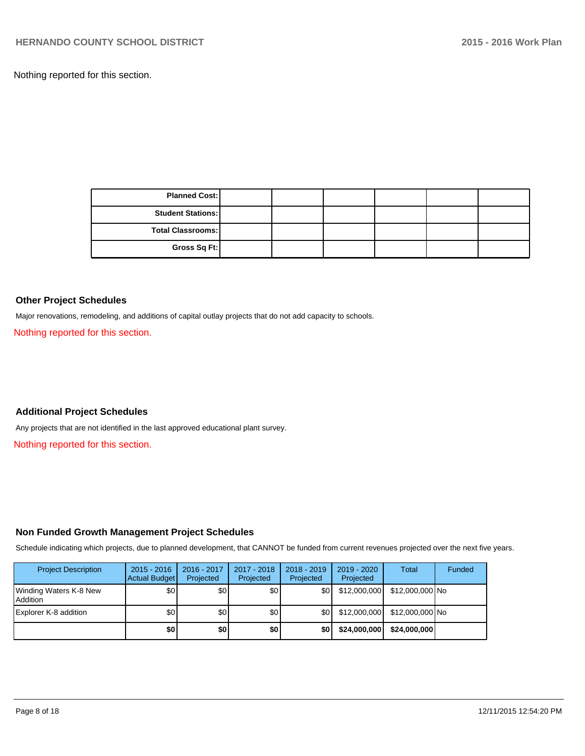Nothing reported for this section.

| Planned Cost: | | | | | | |
|---|---|---|---|---|---|---|
| Student Stations: | | | | | | |
| Total Classrooms: | | | | | | |
| Gross Sq Ft: | | | | | | |

### Other Project Schedules

Major renovations, remodeling, and additions of capital outlay projects that do not add capacity to schools.

Nothing reported for this section.

### Additional Project Schedules

Any projects that are not identified in the last approved educational plant survey.

Nothing reported for this section.

### Non Funded Growth Management Project Schedules

Schedule indicating which projects, due to planned development, that CANNOT be funded from current revenues projected over the next five years.

| Project Description | 2015 - 2016 Actual Budget | 2016 - 2017 Projected | 2017 - 2018 Projected | 2018 - 2019 Projected | 2019 - 2020 Projected | Total | Funded |
|---|---|---|---|---|---|---|---|
| Winding Waters K-8 New Addition | $0 | $0 | $0 | $0 | $12,000,000 | $12,000,000 | No |
| Explorer K-8 addition | $0 | $0 | $0 | $0 | $12,000,000 | $12,000,000 | No |
| | **$0** | **$0** | **$0** | **$0** | **$24,000,000** | **$24,000,000** | |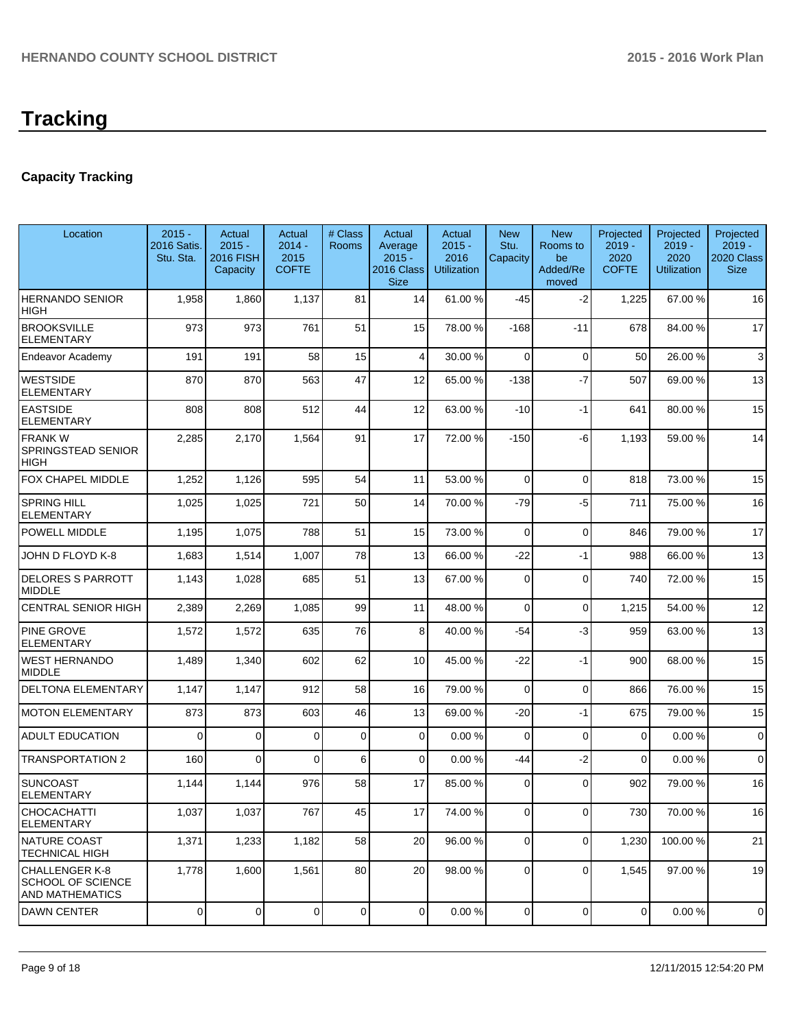# Tracking

## Capacity Tracking

| Location | 2015 - 2016 Satis. Stu. Sta. | Actual 2015 - 2016 FISH Capacity | Actual 2014 - 2015 COFTE | # Class Rooms | Actual Average 2015 - 2016 Class Size | Actual 2015 - 2016 Utilization | New Stu. Capacity | New Rooms to be Added/Removed | Projected 2019 - 2020 COFTE | Projected 2019 - 2020 Utilization | Projected 2019 - 2020 Class Size |
|---|---|---|---|---|---|---|---|---|---|---|---|
| HERNANDO SENIOR HIGH | 1,958 | 1,860 | 1,137 | 81 | 14 | 61.00 % | -45 | -2 | 1,225 | 67.00 % | 16 |
| BROOKSVILLE ELEMENTARY | 973 | 973 | 761 | 51 | 15 | 78.00 % | -168 | -11 | 678 | 84.00 % | 17 |
| Endeavor Academy | 191 | 191 | 58 | 15 | 4 | 30.00 % | 0 | 0 | 50 | 26.00 % | 3 |
| WESTSIDE ELEMENTARY | 870 | 870 | 563 | 47 | 12 | 65.00 % | -138 | -7 | 507 | 69.00 % | 13 |
| EASTSIDE ELEMENTARY | 808 | 808 | 512 | 44 | 12 | 63.00 % | -10 | -1 | 641 | 80.00 % | 15 |
| FRANK W SPRINGSTEAD SENIOR HIGH | 2,285 | 2,170 | 1,564 | 91 | 17 | 72.00 % | -150 | -6 | 1,193 | 59.00 % | 14 |
| FOX CHAPEL MIDDLE | 1,252 | 1,126 | 595 | 54 | 11 | 53.00 % | 0 | 0 | 818 | 73.00 % | 15 |
| SPRING HILL ELEMENTARY | 1,025 | 1,025 | 721 | 50 | 14 | 70.00 % | -79 | -5 | 711 | 75.00 % | 16 |
| POWELL MIDDLE | 1,195 | 1,075 | 788 | 51 | 15 | 73.00 % | 0 | 0 | 846 | 79.00 % | 17 |
| JOHN D FLOYD K-8 | 1,683 | 1,514 | 1,007 | 78 | 13 | 66.00 % | -22 | -1 | 988 | 66.00 % | 13 |
| DELORES S PARROTT MIDDLE | 1,143 | 1,028 | 685 | 51 | 13 | 67.00 % | 0 | 0 | 740 | 72.00 % | 15 |
| CENTRAL SENIOR HIGH | 2,389 | 2,269 | 1,085 | 99 | 11 | 48.00 % | 0 | 0 | 1,215 | 54.00 % | 12 |
| PINE GROVE ELEMENTARY | 1,572 | 1,572 | 635 | 76 | 8 | 40.00 % | -54 | -3 | 959 | 63.00 % | 13 |
| WEST HERNANDO MIDDLE | 1,489 | 1,340 | 602 | 62 | 10 | 45.00 % | -22 | -1 | 900 | 68.00 % | 15 |
| DELTONA ELEMENTARY | 1,147 | 1,147 | 912 | 58 | 16 | 79.00 % | 0 | 0 | 866 | 76.00 % | 15 |
| MOTON ELEMENTARY | 873 | 873 | 603 | 46 | 13 | 69.00 % | -20 | -1 | 675 | 79.00 % | 15 |
| ADULT EDUCATION | 0 | 0 | 0 | 0 | 0 | 0.00 % | 0 | 0 | 0 | 0.00 % | 0 |
| TRANSPORTATION 2 | 160 | 0 | 0 | 6 | 0 | 0.00 % | -44 | -2 | 0 | 0.00 % | 0 |
| SUNCOAST ELEMENTARY | 1,144 | 1,144 | 976 | 58 | 17 | 85.00 % | 0 | 0 | 902 | 79.00 % | 16 |
| CHOCACHATTI ELEMENTARY | 1,037 | 1,037 | 767 | 45 | 17 | 74.00 % | 0 | 0 | 730 | 70.00 % | 16 |
| NATURE COAST TECHNICAL HIGH | 1,371 | 1,233 | 1,182 | 58 | 20 | 96.00 % | 0 | 0 | 1,230 | 100.00 % | 21 |
| CHALLENGER K-8 SCHOOL OF SCIENCE AND MATHEMATICS | 1,778 | 1,600 | 1,561 | 80 | 20 | 98.00 % | 0 | 0 | 1,545 | 97.00 % | 19 |
| DAWN CENTER | 0 | 0 | 0 | 0 | 0 | 0.00 % | 0 | 0 | 0 | 0.00 % | 0 |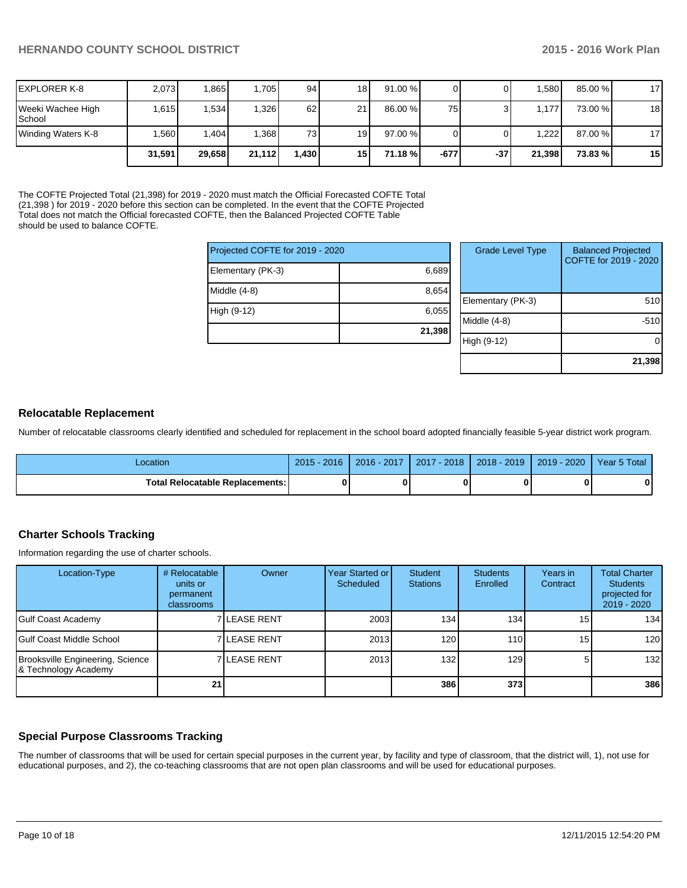| | | | | | | | | | | |
|---|---|---|---|---|---|---|---|---|---|---|
| EXPLORER K-8 | 2,073 | 1,865 | 1,705 | 94 | 18 | 91.00 % | 0 | 0 | 1,580 | 85.00 % | 17 |
| Weeki Wachee High School | 1,615 | 1,534 | 1,326 | 62 | 21 | 86.00 % | 75 | 3 | 1,177 | 73.00 % | 18 |
| Winding Waters K-8 | 1,560 | 1,404 | 1,368 | 73 | 19 | 97.00 % | 0 | 0 | 1,222 | 87.00 % | 17 |
| | **31,591** | **29,658** | **21,112** | **1,430** | **15** | **71.18 %** | **-677** | **-37** | **21,398** | **73.83 %** | **15** |

The COFTE Projected Total (21,398) for 2019 - 2020 must match the Official Forecasted COFTE Total (21,398 ) for 2019 - 2020 before this section can be completed. In the event that the COFTE Projected Total does not match the Official forecasted COFTE, then the Balanced Projected COFTE Table should be used to balance COFTE.

| Projected COFTE for 2019 - 2020 | |
|---|---|
| Elementary (PK-3) | 6,689 |
| Middle (4-8) | 8,654 |
| High (9-12) | 6,055 |
| | **21,398** |

| Grade Level Type | Balanced Projected COFTE for 2019 - 2020 |
|---|---|
| Elementary (PK-3) | 510 |
| Middle (4-8) | -510 |
| High (9-12) | 0 |
| | **21,398** |

## Relocatable Replacement

Number of relocatable classrooms clearly identified and scheduled for replacement in the school board adopted financially feasible 5-year district work program.

| Location | 2015 - 2016 | 2016 - 2017 | 2017 - 2018 | 2018 - 2019 | 2019 - 2020 | Year 5 Total |
|---|---|---|---|---|---|---|
| **Total Relocatable Replacements:** | **0** | **0** | **0** | **0** | **0** | **0** |

## Charter Schools Tracking

Information regarding the use of charter schools.

| Location-Type | # Relocatable units or permanent classrooms | Owner | Year Started or Scheduled | Student Stations | Students Enrolled | Years in Contract | Total Charter Students projected for 2019 - 2020 |
|---|---|---|---|---|---|---|---|
| Gulf Coast Academy | 7 | LEASE RENT | 2003 | 134 | 134 | 15 | 134 |
| Gulf Coast Middle School | 7 | LEASE RENT | 2013 | 120 | 110 | 15 | 120 |
| Brooksville Engineering, Science & Technology Academy | 7 | LEASE RENT | 2013 | 132 | 129 | 5 | 132 |
| | **21** | | | **386** | **373** | | **386** |

## Special Purpose Classrooms Tracking

The number of classrooms that will be used for certain special purposes in the current year, by facility and type of classroom, that the district will, 1), not use for educational purposes, and 2), the co-teaching classrooms that are not open plan classrooms and will be used for educational purposes.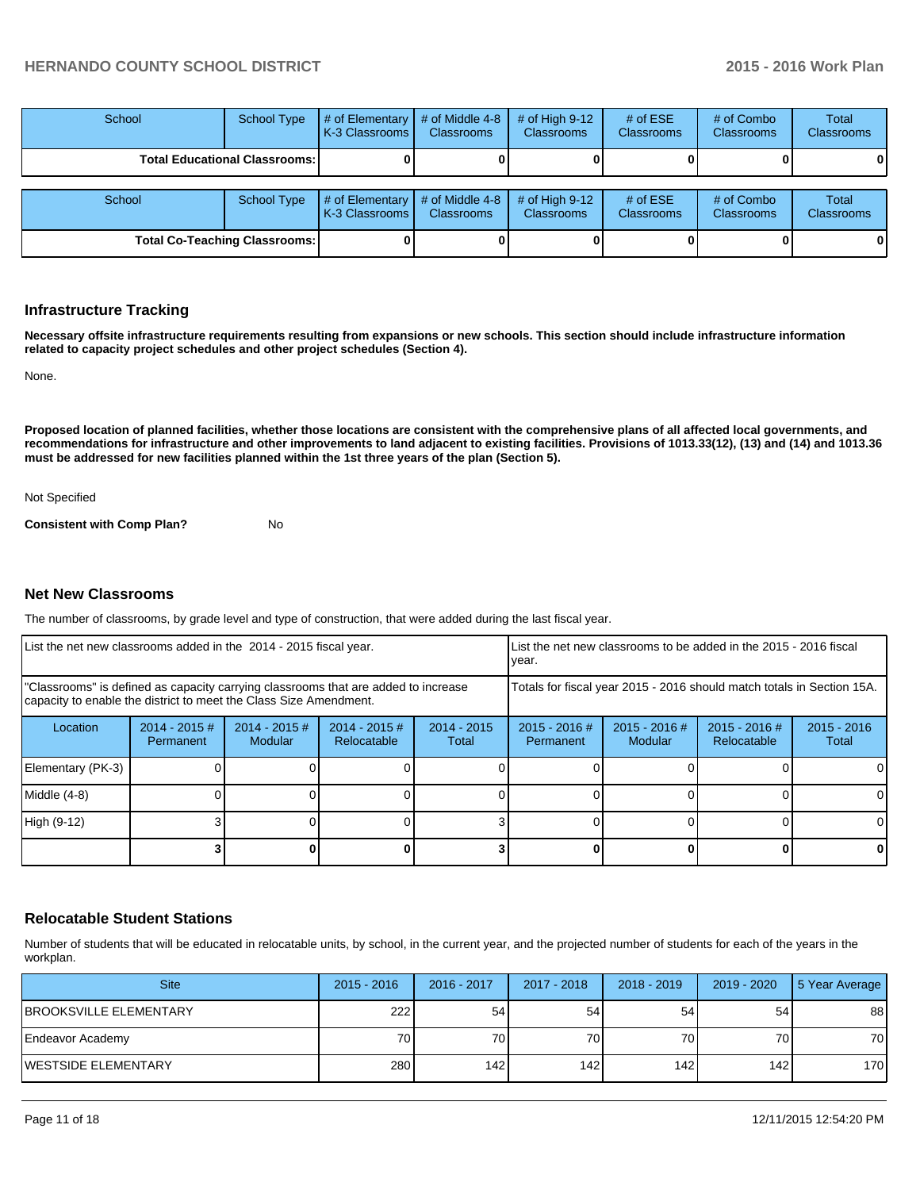| School | School Type | # of Elementary K-3 Classrooms | # of Middle 4-8 Classrooms | # of High 9-12 Classrooms | # of ESE Classrooms | # of Combo Classrooms | Total Classrooms |
|---|---|---|---|---|---|---|---|
| **Total Educational Classrooms:** | | **0** | **0** | **0** | **0** | **0** | **0** |

| School | School Type | # of Elementary K-3 Classrooms | # of Middle 4-8 Classrooms | # of High 9-12 Classrooms | # of ESE Classrooms | # of Combo Classrooms | Total Classrooms |
|---|---|---|---|---|---|---|---|
| **Total Co-Teaching Classrooms:** | | **0** | **0** | **0** | **0** | **0** | **0** |

## Infrastructure Tracking

**Necessary offsite infrastructure requirements resulting from expansions or new schools. This section should include infrastructure information related to capacity project schedules and other project schedules (Section 4).**

None.

**Proposed location of planned facilities, whether those locations are consistent with the comprehensive plans of all affected local governments, and recommendations for infrastructure and other improvements to land adjacent to existing facilities. Provisions of 1013.33(12), (13) and (14) and 1013.36 must be addressed for new facilities planned within the 1st three years of the plan (Section 5).**

Not Specified

**Consistent with Comp Plan?** No

## Net New Classrooms

The number of classrooms, by grade level and type of construction, that were added during the last fiscal year.

| List the net new classrooms added in the 2014 - 2015 fiscal year. | | | | | List the net new classrooms to be added in the 2015 - 2016 fiscal year. | | | |
|---|---|---|---|---|---|---|---|---|
| "Classrooms" is defined as capacity carrying classrooms that are added to increase capacity to enable the district to meet the Class Size Amendment. | | | | | Totals for fiscal year 2015 - 2016 should match totals in Section 15A. | | | |
| Location | 2014 - 2015 # Permanent | 2014 - 2015 # Modular | 2014 - 2015 # Relocatable | 2014 - 2015 Total | 2015 - 2016 # Permanent | 2015 - 2016 # Modular | 2015 - 2016 # Relocatable | 2015 - 2016 Total |
| Elementary (PK-3) | 0 | 0 | 0 | 0 | 0 | 0 | 0 | 0 |
| Middle (4-8) | 0 | 0 | 0 | 0 | 0 | 0 | 0 | 0 |
| High (9-12) | 3 | 0 | 0 | 3 | 0 | 0 | 0 | 0 |
| | **3** | **0** | **0** | **3** | **0** | **0** | **0** | **0** |

## Relocatable Student Stations

Number of students that will be educated in relocatable units, by school, in the current year, and the projected number of students for each of the years in the workplan.

| Site | 2015 - 2016 | 2016 - 2017 | 2017 - 2018 | 2018 - 2019 | 2019 - 2020 | 5 Year Average |
|---|---|---|---|---|---|---|
| BROOKSVILLE ELEMENTARY | 222 | 54 | 54 | 54 | 54 | 88 |
| Endeavor Academy | 70 | 70 | 70 | 70 | 70 | 70 |
| WESTSIDE ELEMENTARY | 280 | 142 | 142 | 142 | 142 | 170 |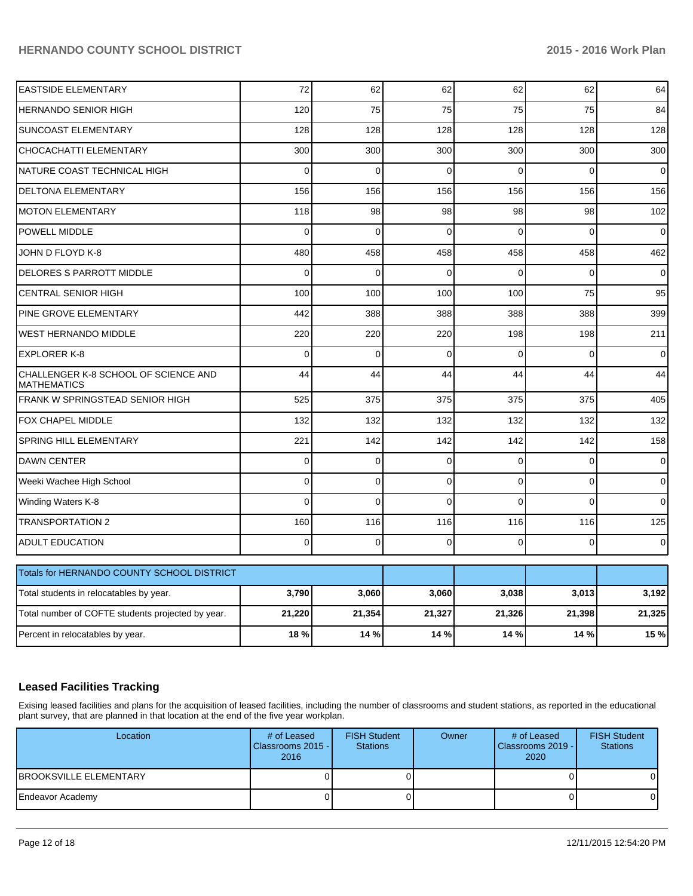| | | | | | | |
|---|---|---|---|---|---|---|
| EASTSIDE ELEMENTARY | 72 | 62 | 62 | 62 | 62 | 64 |
| HERNANDO SENIOR HIGH | 120 | 75 | 75 | 75 | 75 | 84 |
| SUNCOAST ELEMENTARY | 128 | 128 | 128 | 128 | 128 | 128 |
| CHOCACHATTI ELEMENTARY | 300 | 300 | 300 | 300 | 300 | 300 |
| NATURE COAST TECHNICAL HIGH | 0 | 0 | 0 | 0 | 0 | 0 |
| DELTONA ELEMENTARY | 156 | 156 | 156 | 156 | 156 | 156 |
| MOTON ELEMENTARY | 118 | 98 | 98 | 98 | 98 | 102 |
| POWELL MIDDLE | 0 | 0 | 0 | 0 | 0 | 0 |
| JOHN D FLOYD K-8 | 480 | 458 | 458 | 458 | 458 | 462 |
| DELORES S PARROTT MIDDLE | 0 | 0 | 0 | 0 | 0 | 0 |
| CENTRAL SENIOR HIGH | 100 | 100 | 100 | 100 | 75 | 95 |
| PINE GROVE ELEMENTARY | 442 | 388 | 388 | 388 | 388 | 399 |
| WEST HERNANDO MIDDLE | 220 | 220 | 220 | 198 | 198 | 211 |
| EXPLORER K-8 | 0 | 0 | 0 | 0 | 0 | 0 |
| CHALLENGER K-8 SCHOOL OF SCIENCE AND MATHEMATICS | 44 | 44 | 44 | 44 | 44 | 44 |
| FRANK W SPRINGSTEAD SENIOR HIGH | 525 | 375 | 375 | 375 | 375 | 405 |
| FOX CHAPEL MIDDLE | 132 | 132 | 132 | 132 | 132 | 132 |
| SPRING HILL ELEMENTARY | 221 | 142 | 142 | 142 | 142 | 158 |
| DAWN CENTER | 0 | 0 | 0 | 0 | 0 | 0 |
| Weeki Wachee High School | 0 | 0 | 0 | 0 | 0 | 0 |
| Winding Waters K-8 | 0 | 0 | 0 | 0 | 0 | 0 |
| TRANSPORTATION 2 | 160 | 116 | 116 | 116 | 116 | 125 |
| ADULT EDUCATION | 0 | 0 | 0 | 0 | 0 | 0 |

| Totals for HERNANDO COUNTY SCHOOL DISTRICT | | | | | | |
|---|---|---|---|---|---|---|
| Total students in relocatables by year. | **3,790** | **3,060** | **3,060** | **3,038** | **3,013** | **3,192** |
| Total number of COFTE students projected by year. | **21,220** | **21,354** | **21,327** | **21,326** | **21,398** | **21,325** |
| Percent in relocatables by year. | **18 %** | **14 %** | **14 %** | **14 %** | **14 %** | **15 %** |

## Leased Facilities Tracking

Exising leased facilities and plans for the acquisition of leased facilities, including the number of classrooms and student stations, as reported in the educational plant survey, that are planned in that location at the end of the five year workplan.

| Location | # of Leased Classrooms 2015 - 2016 | FISH Student Stations | Owner | # of Leased Classrooms 2019 - 2020 | FISH Student Stations |
|---|---|---|---|---|---|
| BROOKSVILLE ELEMENTARY | 0 | 0 | | 0 | 0 |
| Endeavor Academy | 0 | 0 | | 0 | 0 |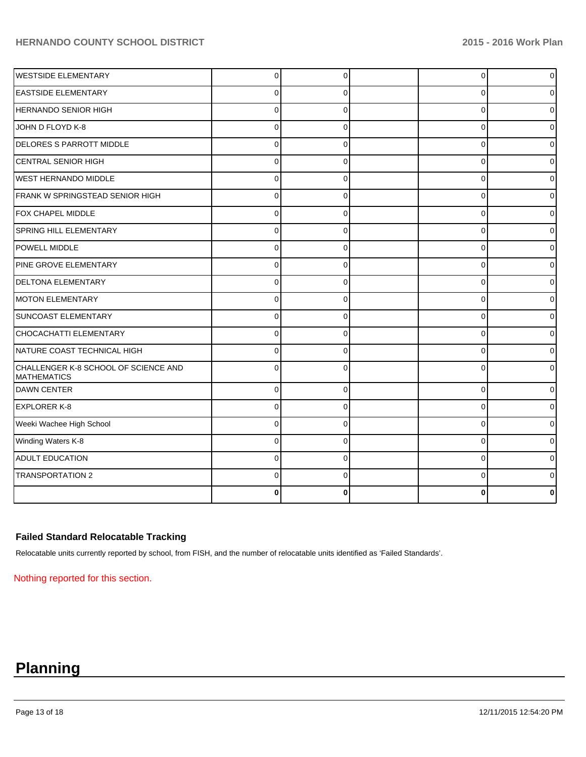| | | | | | |
|---|---|---|---|---|---|
| WESTSIDE ELEMENTARY | 0 | 0 | | 0 | 0 |
| EASTSIDE ELEMENTARY | 0 | 0 | | 0 | 0 |
| HERNANDO SENIOR HIGH | 0 | 0 | | 0 | 0 |
| JOHN D FLOYD K-8 | 0 | 0 | | 0 | 0 |
| DELORES S PARROTT MIDDLE | 0 | 0 | | 0 | 0 |
| CENTRAL SENIOR HIGH | 0 | 0 | | 0 | 0 |
| WEST HERNANDO MIDDLE | 0 | 0 | | 0 | 0 |
| FRANK W SPRINGSTEAD SENIOR HIGH | 0 | 0 | | 0 | 0 |
| FOX CHAPEL MIDDLE | 0 | 0 | | 0 | 0 |
| SPRING HILL ELEMENTARY | 0 | 0 | | 0 | 0 |
| POWELL MIDDLE | 0 | 0 | | 0 | 0 |
| PINE GROVE ELEMENTARY | 0 | 0 | | 0 | 0 |
| DELTONA ELEMENTARY | 0 | 0 | | 0 | 0 |
| MOTON ELEMENTARY | 0 | 0 | | 0 | 0 |
| SUNCOAST ELEMENTARY | 0 | 0 | | 0 | 0 |
| CHOCACHATTI ELEMENTARY | 0 | 0 | | 0 | 0 |
| NATURE COAST TECHNICAL HIGH | 0 | 0 | | 0 | 0 |
| CHALLENGER K-8 SCHOOL OF SCIENCE AND MATHEMATICS | 0 | 0 | | 0 | 0 |
| DAWN CENTER | 0 | 0 | | 0 | 0 |
| EXPLORER K-8 | 0 | 0 | | 0 | 0 |
| Weeki Wachee High School | 0 | 0 | | 0 | 0 |
| Winding Waters K-8 | 0 | 0 | | 0 | 0 |
| ADULT EDUCATION | 0 | 0 | | 0 | 0 |
| TRANSPORTATION 2 | 0 | 0 | | 0 | 0 |
| | **0** | **0** | | **0** | **0** |

### Failed Standard Relocatable Tracking

Relocatable units currently reported by school, from FISH, and the number of relocatable units identified as 'Failed Standards'.

Nothing reported for this section.

# Planning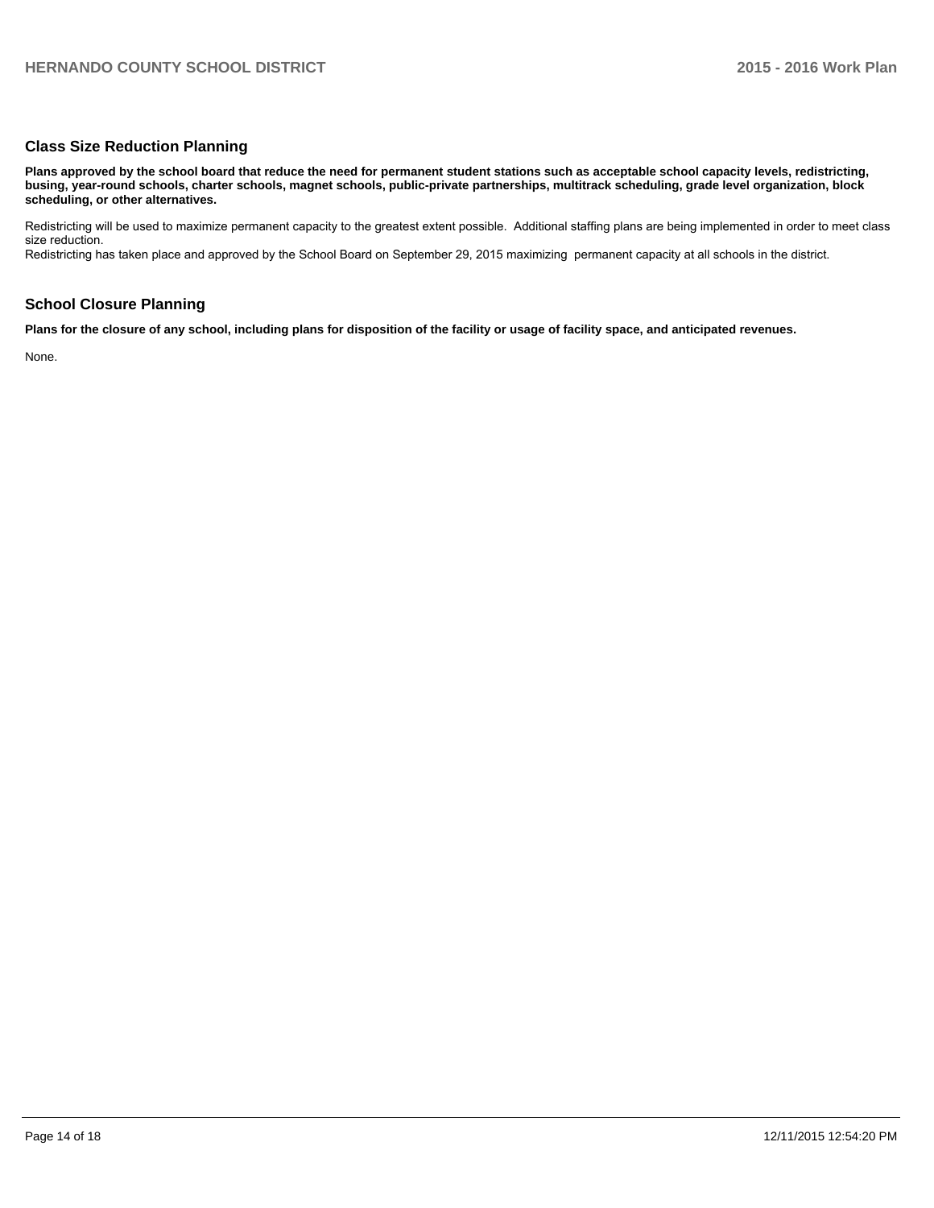## Class Size Reduction Planning

**Plans approved by the school board that reduce the need for permanent student stations such as acceptable school capacity levels, redistricting, busing, year-round schools, charter schools, magnet schools, public-private partnerships, multitrack scheduling, grade level organization, block scheduling, or other alternatives.**

Redistricting will be used to maximize permanent capacity to the greatest extent possible. Additional staffing plans are being implemented in order to meet class size reduction.
Redistricting has taken place and approved by the School Board on September 29, 2015 maximizing permanent capacity at all schools in the district.

## School Closure Planning

**Plans for the closure of any school, including plans for disposition of the facility or usage of facility space, and anticipated revenues.**

None.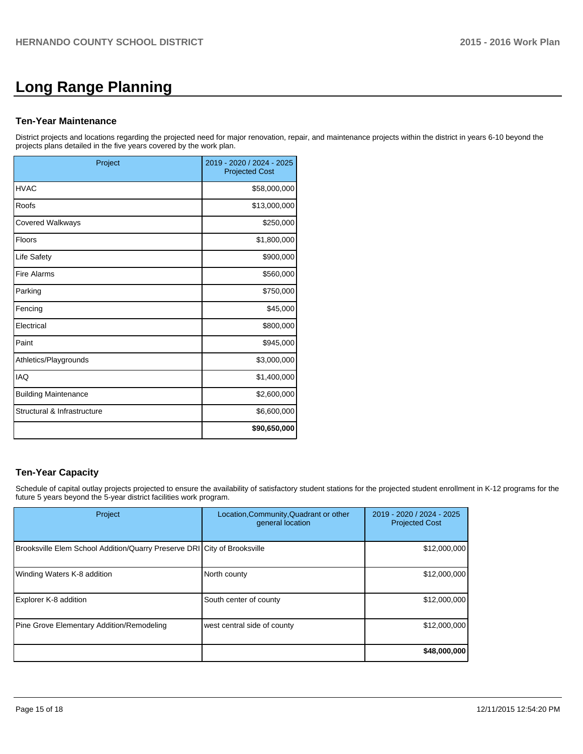# Long Range Planning

## Ten-Year Maintenance

District projects and locations regarding the projected need for major renovation, repair, and maintenance projects within the district in years 6-10 beyond the projects plans detailed in the five years covered by the work plan.

| Project | 2019 - 2020 / 2024 - 2025 Projected Cost |
|---|---|
| HVAC | $58,000,000 |
| Roofs | $13,000,000 |
| Covered Walkways | $250,000 |
| Floors | $1,800,000 |
| Life Safety | $900,000 |
| Fire Alarms | $560,000 |
| Parking | $750,000 |
| Fencing | $45,000 |
| Electrical | $800,000 |
| Paint | $945,000 |
| Athletics/Playgrounds | $3,000,000 |
| IAQ | $1,400,000 |
| Building Maintenance | $2,600,000 |
| Structural & Infrastructure | $6,600,000 |
| | **$90,650,000** |

## Ten-Year Capacity

Schedule of capital outlay projects projected to ensure the availability of satisfactory student stations for the projected student enrollment in K-12 programs for the future 5 years beyond the 5-year district facilities work program.

| Project | Location,Community,Quadrant or other general location | 2019 - 2020 / 2024 - 2025 Projected Cost |
|---|---|---|
| Brooksville Elem School Addition/Quarry Preserve DRI | City of Brooksville | $12,000,000 |
| Winding Waters K-8 addition | North county | $12,000,000 |
| Explorer K-8 addition | South center of county | $12,000,000 |
| Pine Grove Elementary Addition/Remodeling | west central side of county | $12,000,000 |
| | | **$48,000,000** |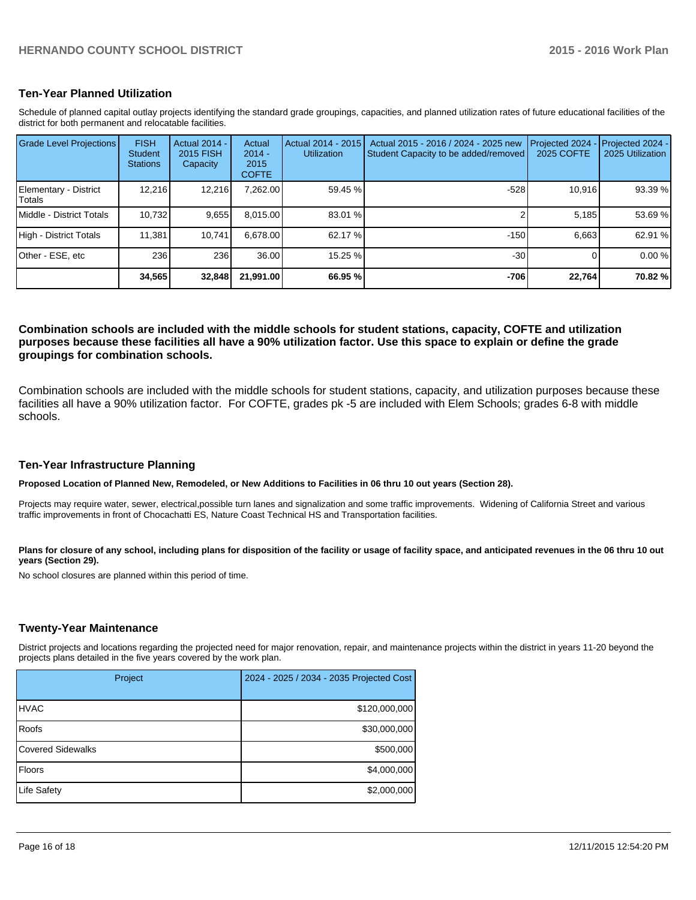## Ten-Year Planned Utilization

Schedule of planned capital outlay projects identifying the standard grade groupings, capacities, and planned utilization rates of future educational facilities of the district for both permanent and relocatable facilities.

| Grade Level Projections | FISH Student Stations | Actual 2014 - 2015 FISH Capacity | Actual 2014 - 2015 COFTE | Actual 2014 - 2015 Utilization | Actual 2015 - 2016 / 2024 - 2025 new Student Capacity to be added/removed | Projected 2024 - 2025 COFTE | Projected 2024 - 2025 Utilization |
|---|---|---|---|---|---|---|---|
| Elementary - District Totals | 12,216 | 12,216 | 7,262.00 | 59.45 % | -528 | 10,916 | 93.39 % |
| Middle - District Totals | 10,732 | 9,655 | 8,015.00 | 83.01 % | 2 | 5,185 | 53.69 % |
| High - District Totals | 11,381 | 10,741 | 6,678.00 | 62.17 % | -150 | 6,663 | 62.91 % |
| Other - ESE, etc | 236 | 236 | 36.00 | 15.25 % | -30 | 0 | 0.00 % |
| | **34,565** | **32,848** | **21,991.00** | **66.95 %** | **-706** | **22,764** | **70.82 %** |

**Combination schools are included with the middle schools for student stations, capacity, COFTE and utilization purposes because these facilities all have a 90% utilization factor. Use this space to explain or define the grade groupings for combination schools.**

Combination schools are included with the middle schools for student stations, capacity, and utilization purposes because these facilities all have a 90% utilization factor. For COFTE, grades pk -5 are included with Elem Schools; grades 6-8 with middle schools.

## Ten-Year Infrastructure Planning

**Proposed Location of Planned New, Remodeled, or New Additions to Facilities in 06 thru 10 out years (Section 28).**

Projects may require water, sewer, electrical,possible turn lanes and signalization and some traffic improvements. Widening of California Street and various traffic improvements in front of Chocachatti ES, Nature Coast Technical HS and Transportation facilities.

**Plans for closure of any school, including plans for disposition of the facility or usage of facility space, and anticipated revenues in the 06 thru 10 out years (Section 29).**

No school closures are planned within this period of time.

## Twenty-Year Maintenance

District projects and locations regarding the projected need for major renovation, repair, and maintenance projects within the district in years 11-20 beyond the projects plans detailed in the five years covered by the work plan.

| Project | 2024 - 2025 / 2034 - 2035 Projected Cost |
|---|---|
| HVAC | $120,000,000 |
| Roofs | $30,000,000 |
| Covered Sidewalks | $500,000 |
| Floors | $4,000,000 |
| Life Safety | $2,000,000 |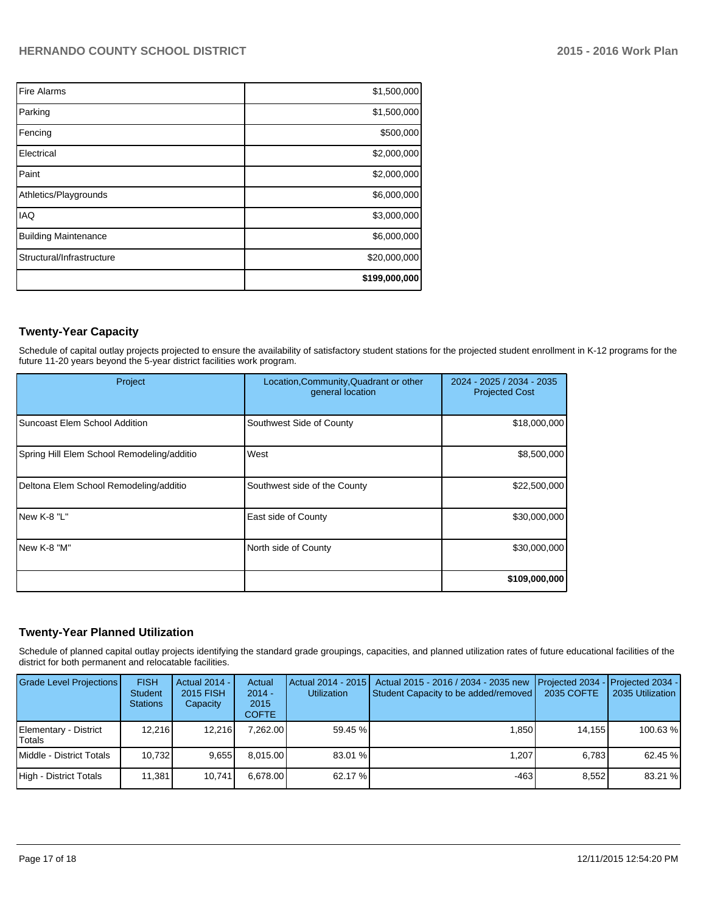| | |
|---|---|
| Fire Alarms | $1,500,000 |
| Parking | $1,500,000 |
| Fencing | $500,000 |
| Electrical | $2,000,000 |
| Paint | $2,000,000 |
| Athletics/Playgrounds | $6,000,000 |
| IAQ | $3,000,000 |
| Building Maintenance | $6,000,000 |
| Structural/Infrastructure | $20,000,000 |
| | **$199,000,000** |

## Twenty-Year Capacity

Schedule of capital outlay projects projected to ensure the availability of satisfactory student stations for the projected student enrollment in K-12 programs for the future 11-20 years beyond the 5-year district facilities work program.

| Project | Location,Community,Quadrant or other general location | 2024 - 2025 / 2034 - 2035 Projected Cost |
|---|---|---|
| Suncoast Elem School Addition | Southwest Side of County | $18,000,000 |
| Spring Hill Elem School Remodeling/additio | West | $8,500,000 |
| Deltona Elem School Remodeling/additio | Southwest side of the County | $22,500,000 |
| New K-8 "L" | East side of County | $30,000,000 |
| New K-8 "M" | North side of County | $30,000,000 |
| | | **$109,000,000** |

## Twenty-Year Planned Utilization

Schedule of planned capital outlay projects identifying the standard grade groupings, capacities, and planned utilization rates of future educational facilities of the district for both permanent and relocatable facilities.

| Grade Level Projections | FISH Student Stations | Actual 2014 - 2015 FISH Capacity | Actual 2014 - 2015 COFTE | Actual 2014 - 2015 Utilization | Actual 2015 - 2016 / 2034 - 2035 new Student Capacity to be added/removed | Projected 2034 - 2035 COFTE | Projected 2034 - 2035 Utilization |
|---|---|---|---|---|---|---|---|
| Elementary - District Totals | 12,216 | 12,216 | 7,262.00 | 59.45 % | 1,850 | 14,155 | 100.63 % |
| Middle - District Totals | 10,732 | 9,655 | 8,015.00 | 83.01 % | 1,207 | 6,783 | 62.45 % |
| High - District Totals | 11,381 | 10,741 | 6,678.00 | 62.17 % | -463 | 8,552 | 83.21 % |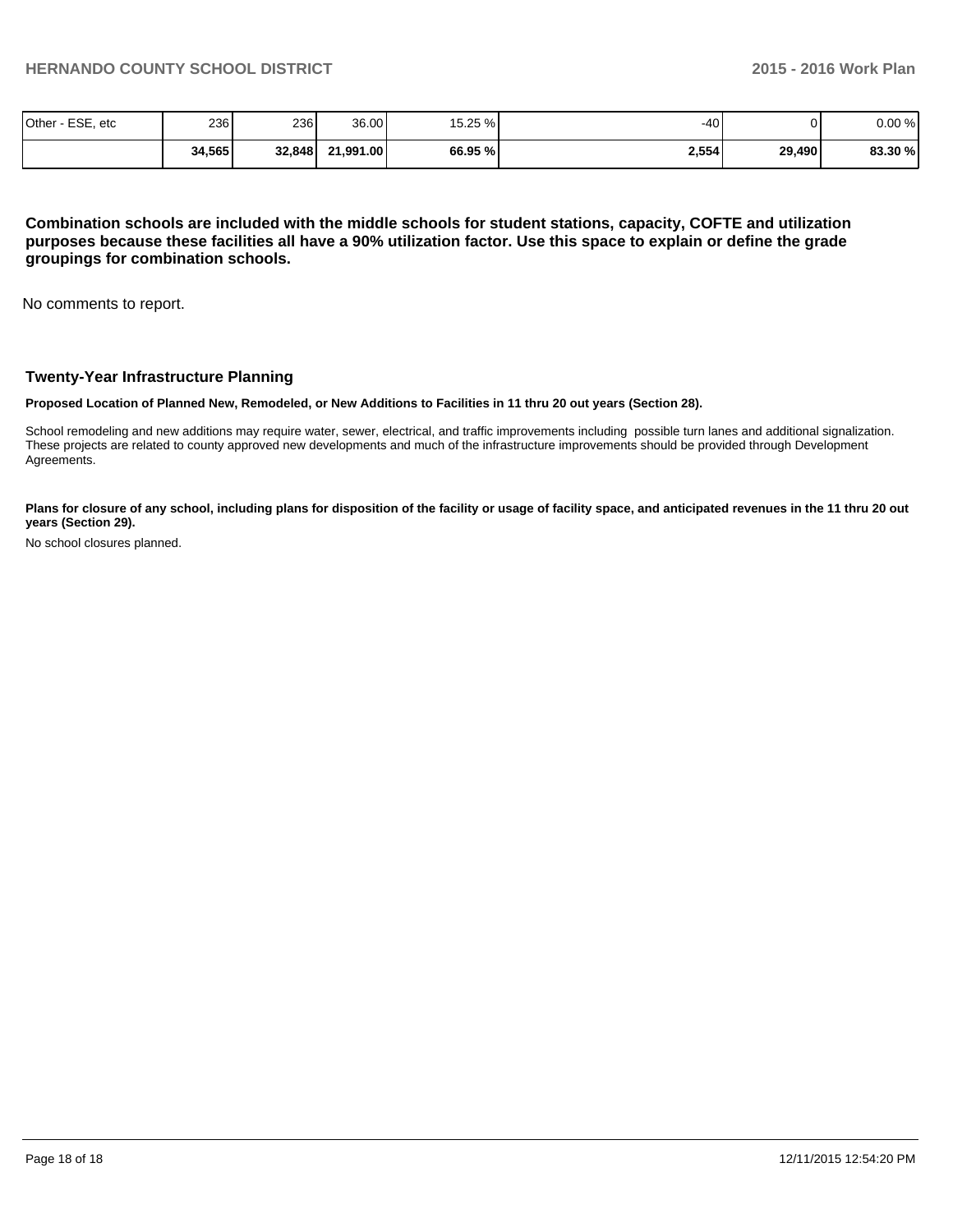| | | | | | | | |
|---|---|---|---|---|---|---|---|
| Other - ESE, etc | 236 | 236 | 36.00 | 15.25 % | -40 | 0 | 0.00 % |
| | **34,565** | **32,848** | **21,991.00** | **66.95 %** | **2,554** | **29,490** | **83.30 %** |

**Combination schools are included with the middle schools for student stations, capacity, COFTE and utilization purposes because these facilities all have a 90% utilization factor. Use this space to explain or define the grade groupings for combination schools.**

No comments to report.

## Twenty-Year Infrastructure Planning

**Proposed Location of Planned New, Remodeled, or New Additions to Facilities in 11 thru 20 out years (Section 28).**

School remodeling and new additions may require water, sewer, electrical, and traffic improvements including possible turn lanes and additional signalization. These projects are related to county approved new developments and much of the infrastructure improvements should be provided through Development Agreements.

**Plans for closure of any school, including plans for disposition of the facility or usage of facility space, and anticipated revenues in the 11 thru 20 out years (Section 29).**

No school closures planned.